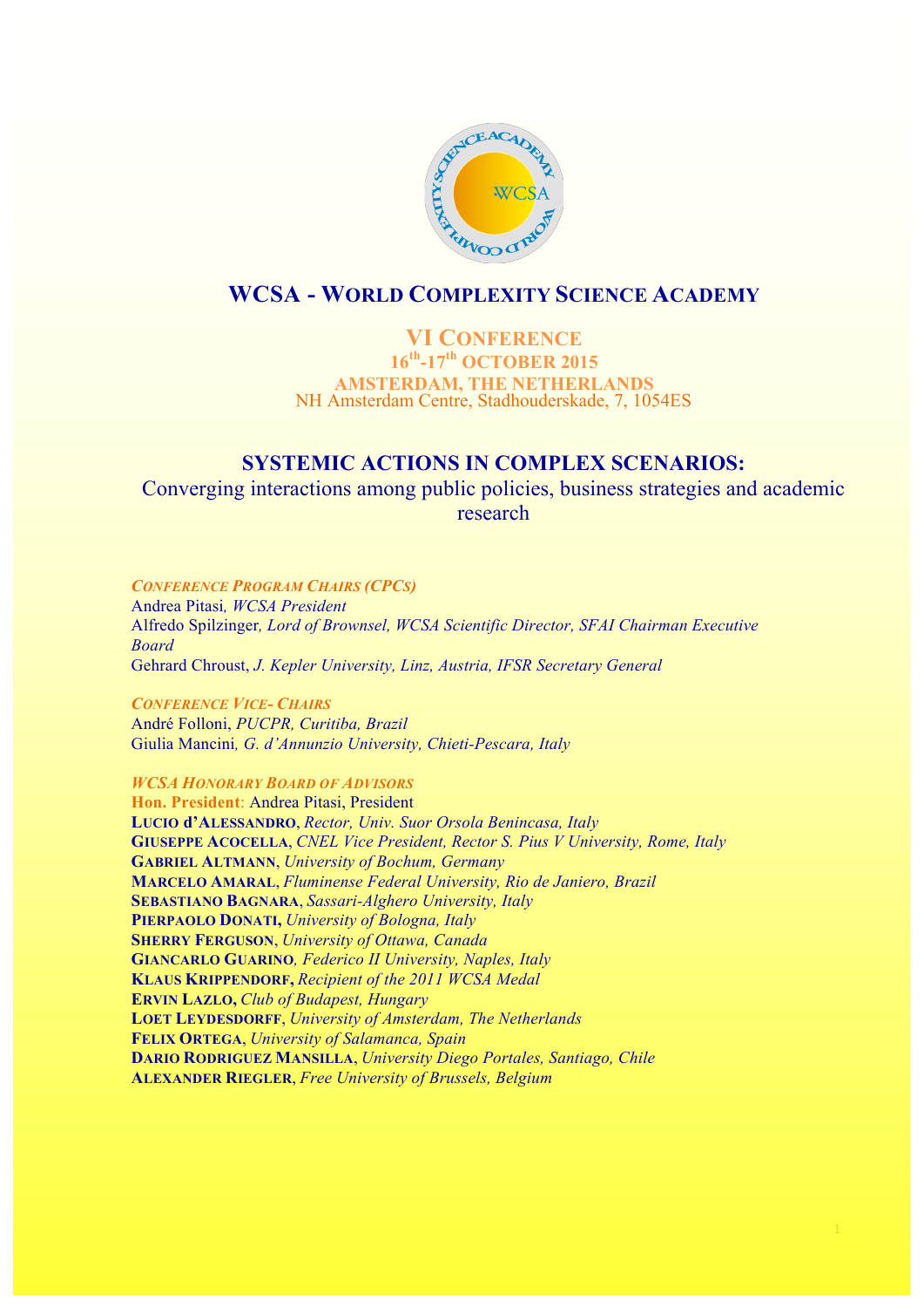# WCSA - World Complexity Science Academy

## VI Conference

**16th-17th October 2015**

**AMSTERDAM, THE NETHERLANDS**

NH Amsterdam Centre, Stadhouderskade, 7, 1054ES

## SYSTEMIC ACTIONS IN COMPLEX SCENARIOS:

Converging interactions among public policies, business strategies and academic research

***Conference Program Chairs (CPCs)***

Andrea Pitasi, *WCSA President*

Alfredo Spilzinger, *Lord of Brownsel, WCSA Scientific Director, SFAI Chairman Executive Board*

Gehrard Chroust, *J. Kepler University, Linz, Austria, IFSR Secretary General*

***Conference Vice- Chairs***

André Folloni, *PUCPR, Curitiba, Brazil*

Giulia Mancini, *G. d'Annunzio University, Chieti-Pescara, Italy*

***WCSA Honorary Board of Advisors***

**Hon. President**: Andrea Pitasi, President

**Lucio d'Alessandro**, *Rector, Univ. Suor Orsola Benincasa, Italy*

**Giuseppe Acocella**, *CNEL Vice President, Rector S. Pius V University, Rome, Italy*

**Gabriel Altmann**, *University of Bochum, Germany*

**Marcelo Amaral**, *Fluminense Federal University, Rio de Janiero, Brazil*

**Sebastiano Bagnara**, *Sassari-Alghero University, Italy*

**Pierpaolo Donati,** *University of Bologna, Italy*

**Sherry Ferguson**, *University of Ottawa, Canada*

**Giancarlo Guarino**, *Federico II University, Naples, Italy*

**Klaus Krippendorf,** *Recipient of the 2011 WCSA Medal*

**Ervin Lazlo,** *Club of Budapest, Hungary*

**Loet Leydesdorff**, *University of Amsterdam, The Netherlands*

**Felix Ortega**, *University of Salamanca, Spain*

**Dario Rodriguez Mansilla**, *University Diego Portales, Santiago, Chile*

**Alexander Riegler**, *Free University of Brussels, Belgium*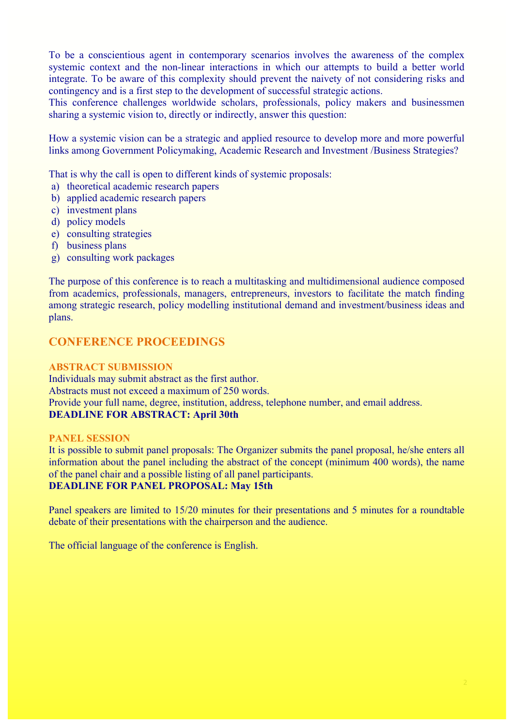To be a conscientious agent in contemporary scenarios involves the awareness of the complex systemic context and the non-linear interactions in which our attempts to build a better world integrate. To be aware of this complexity should prevent the naivety of not considering risks and contingency and is a first step to the development of successful strategic actions.

This conference challenges worldwide scholars, professionals, policy makers and businessmen sharing a systemic vision to, directly or indirectly, answer this question:

How a systemic vision can be a strategic and applied resource to develop more and more powerful links among Government Policymaking, Academic Research and Investment /Business Strategies?

That is why the call is open to different kinds of systemic proposals:

a) theoretical academic research papers
b) applied academic research papers
c) investment plans
d) policy models
e) consulting strategies
f) business plans
g) consulting work packages

The purpose of this conference is to reach a multitasking and multidimensional audience composed from academics, professionals, managers, entrepreneurs, investors to facilitate the match finding among strategic research, policy modelling institutional demand and investment/business ideas and plans.

## CONFERENCE PROCEEDINGS

### ABSTRACT SUBMISSION

Individuals may submit abstract as the first author.
Abstracts must not exceed a maximum of 250 words.
Provide your full name, degree, institution, address, telephone number, and email address.
**DEADLINE FOR ABSTRACT: April 30th**

### PANEL SESSION

It is possible to submit panel proposals: The Organizer submits the panel proposal, he/she enters all information about the panel including the abstract of the concept (minimum 400 words), the name of the panel chair and a possible listing of all panel participants.
**DEADLINE FOR PANEL PROPOSAL: May 15th**

Panel speakers are limited to 15/20 minutes for their presentations and 5 minutes for a roundtable debate of their presentations with the chairperson and the audience.

The official language of the conference is English.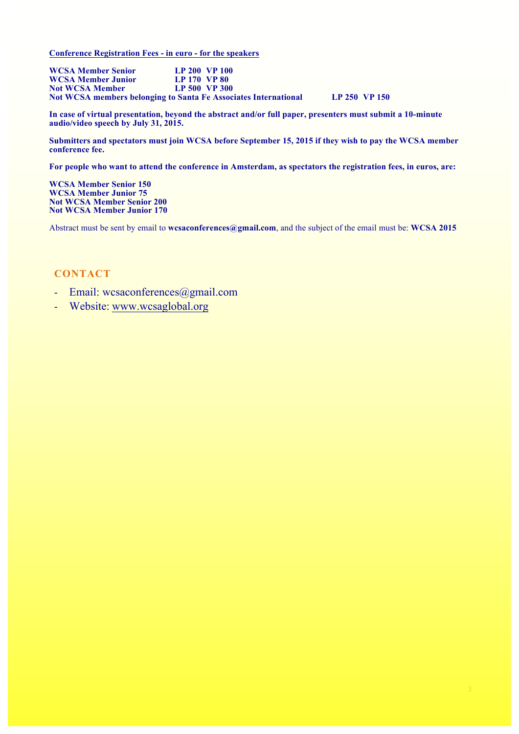**Conference Registration Fees - in euro - for the speakers**

| | |
|---|---|
| **WCSA Member Senior** | **LP 200 VP 100** |
| **WCSA Member Junior** | **LP 170 VP 80** |
| **Not WCSA Member** | **LP 500 VP 300** |
| **Not WCSA members belonging to Santa Fe Associates International** | **LP 250 VP 150** |

**In case of virtual presentation, beyond the abstract and/or full paper, presenters must submit a 10-minute audio/video speech by July 31, 2015.**

**Submitters and spectators must join WCSA before September 15, 2015 if they wish to pay the WCSA member conference fee.**

**For people who want to attend the conference in Amsterdam, as spectators the registration fees, in euros, are:**

**WCSA Member Senior 150**
**WCSA Member Junior 75**
**Not WCSA Member Senior 200**
**Not WCSA Member Junior 170**

Abstract must be sent by email to **wcsaconferences@gmail.com**, and the subject of the email must be: **WCSA 2015**

## CONTACT

- Email: wcsaconferences@gmail.com
- Website: www.wcsaglobal.org